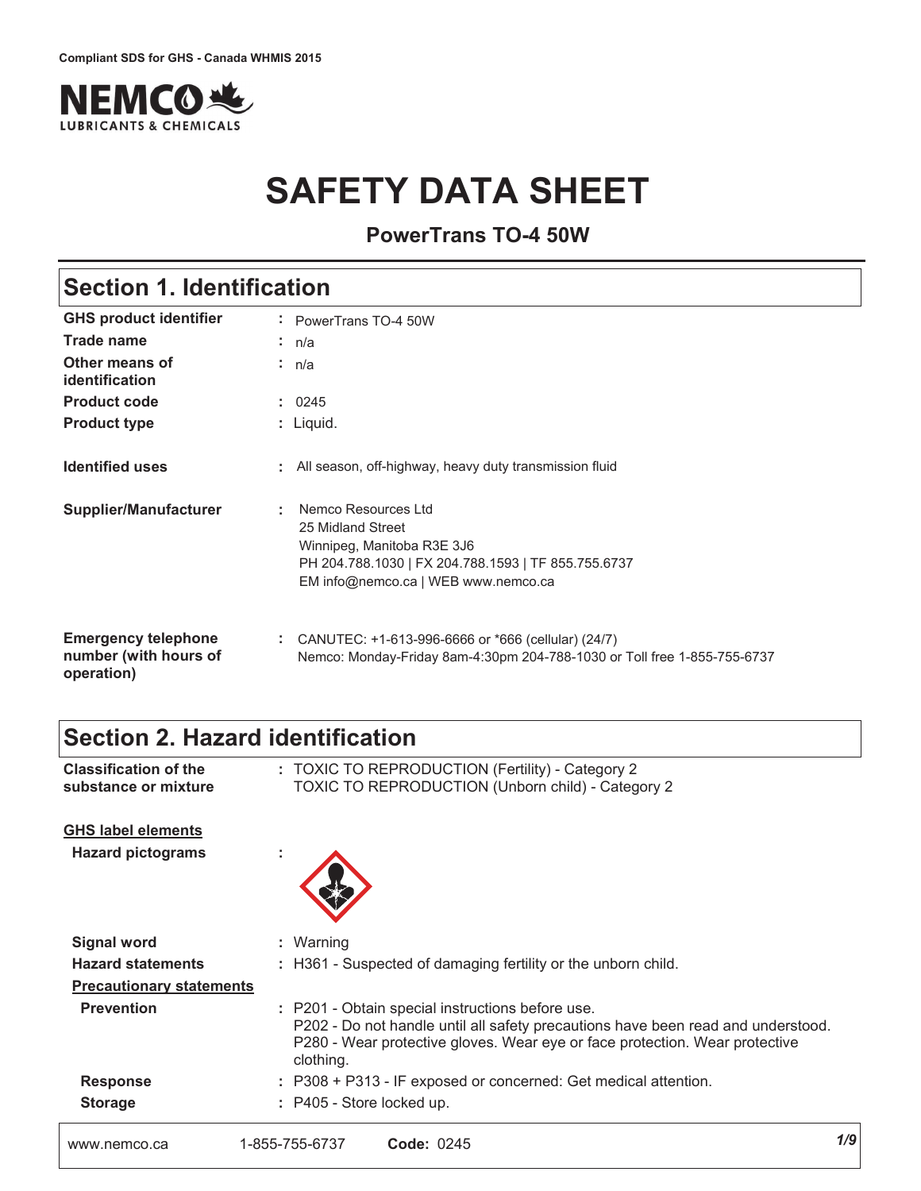Compliant SDS for GHS - Canada WHMIS 2015

NEMCO LUBRICANTS & CHEMICALS

# SAFETY DATA SHEET

**PowerTrans TO-4 50W**

## Section 1. Identification

| | |
|---|---|
| **GHS product identifier** | : PowerTrans TO-4 50W |
| **Trade name** | : n/a |
| **Other means of identification** | : n/a |
| **Product code** | : 0245 |
| **Product type** | : Liquid. |
| **Identified uses** | : All season, off-highway, heavy duty transmission fluid |
| **Supplier/Manufacturer** | : Nemco Resources Ltd<br>25 Midland Street<br>Winnipeg, Manitoba R3E 3J6<br>PH 204.788.1030 \| FX 204.788.1593 \| TF 855.755.6737<br>EM info@nemco.ca \| WEB www.nemco.ca |
| **Emergency telephone number (with hours of operation)** | : CANUTEC: +1-613-996-6666 or *666 (cellular) (24/7)<br>Nemco: Monday-Friday 8am-4:30pm 204-788-1030 or Toll free 1-855-755-6737 |

## Section 2. Hazard identification

| | |
|---|---|
| **Classification of the substance or mixture** | : TOXIC TO REPRODUCTION (Fertility) - Category 2<br>TOXIC TO REPRODUCTION (Unborn child) - Category 2 |

**GHS label elements**

| | |
|---|---|
| **Hazard pictograms** | : |
| **Signal word** | : Warning |
| **Hazard statements** | : H361 - Suspected of damaging fertility or the unborn child. |

**Precautionary statements**

| | |
|---|---|
| **Prevention** | : P201 - Obtain special instructions before use.<br>P202 - Do not handle until all safety precautions have been read and understood.<br>P280 - Wear protective gloves. Wear eye or face protection. Wear protective clothing. |
| **Response** | : P308 + P313 - IF exposed or concerned: Get medical attention. |
| **Storage** | : P405 - Store locked up. |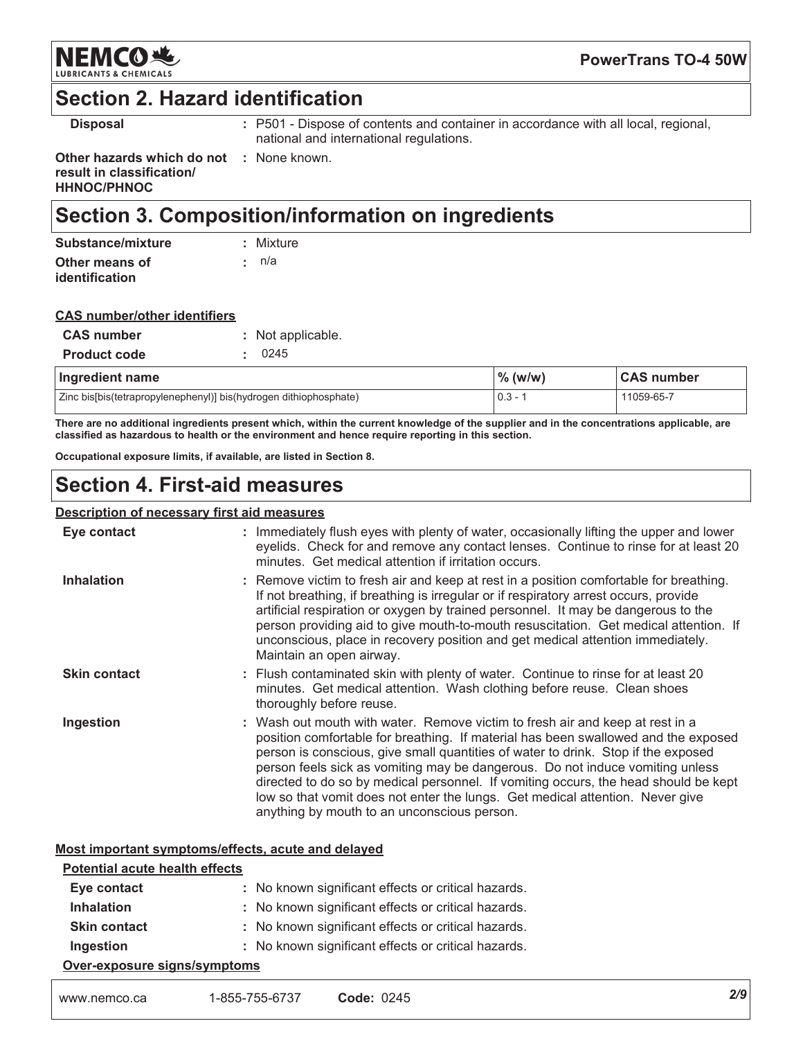## Section 2. Hazard identification

| | |
|---|---|
| **Disposal** | : P501 - Dispose of contents and container in accordance with all local, regional, national and international regulations. |
| **Other hazards which do not result in classification/ HHNOC/PHNOC** | : None known. |

## Section 3. Composition/information on ingredients

| | |
|---|---|
| **Substance/mixture** | : Mixture |
| **Other means of identification** | : n/a |

**CAS number/other identifiers**

| | |
|---|---|
| **CAS number** | : Not applicable. |
| **Product code** | : 0245 |

| Ingredient name | % (w/w) | CAS number |
|---|---|---|
| Zinc bis[bis(tetrapropylenephenyl)] bis(hydrogen dithiophosphate) | 0.3 - 1 | 11059-65-7 |

**There are no additional ingredients present which, within the current knowledge of the supplier and in the concentrations applicable, are classified as hazardous to health or the environment and hence require reporting in this section.**

**Occupational exposure limits, if available, are listed in Section 8.**

## Section 4. First-aid measures

**Description of necessary first aid measures**

| | |
|---|---|
| **Eye contact** | : Immediately flush eyes with plenty of water, occasionally lifting the upper and lower eyelids. Check for and remove any contact lenses. Continue to rinse for at least 20 minutes. Get medical attention if irritation occurs. |
| **Inhalation** | : Remove victim to fresh air and keep at rest in a position comfortable for breathing. If not breathing, if breathing is irregular or if respiratory arrest occurs, provide artificial respiration or oxygen by trained personnel. It may be dangerous to the person providing aid to give mouth-to-mouth resuscitation. Get medical attention. If unconscious, place in recovery position and get medical attention immediately. Maintain an open airway. |
| **Skin contact** | : Flush contaminated skin with plenty of water. Continue to rinse for at least 20 minutes. Get medical attention. Wash clothing before reuse. Clean shoes thoroughly before reuse. |
| **Ingestion** | : Wash out mouth with water. Remove victim to fresh air and keep at rest in a position comfortable for breathing. If material has been swallowed and the exposed person is conscious, give small quantities of water to drink. Stop if the exposed person feels sick as vomiting may be dangerous. Do not induce vomiting unless directed to do so by medical personnel. If vomiting occurs, the head should be kept low so that vomit does not enter the lungs. Get medical attention. Never give anything by mouth to an unconscious person. |

**Most important symptoms/effects, acute and delayed**

**Potential acute health effects**

| | |
|---|---|
| **Eye contact** | : No known significant effects or critical hazards. |
| **Inhalation** | : No known significant effects or critical hazards. |
| **Skin contact** | : No known significant effects or critical hazards. |
| **Ingestion** | : No known significant effects or critical hazards. |

**Over-exposure signs/symptoms**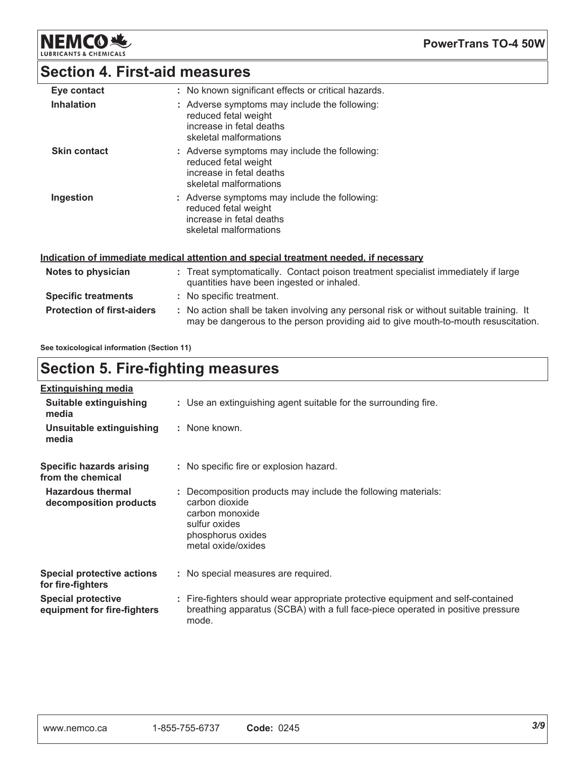## Section 4. First-aid measures

| | |
|---|---|
| **Eye contact** | : No known significant effects or critical hazards. |
| **Inhalation** | : Adverse symptoms may include the following:<br>reduced fetal weight<br>increase in fetal deaths<br>skeletal malformations |
| **Skin contact** | : Adverse symptoms may include the following:<br>reduced fetal weight<br>increase in fetal deaths<br>skeletal malformations |
| **Ingestion** | : Adverse symptoms may include the following:<br>reduced fetal weight<br>increase in fetal deaths<br>skeletal malformations |

**Indication of immediate medical attention and special treatment needed, if necessary**

| | |
|---|---|
| **Notes to physician** | : Treat symptomatically. Contact poison treatment specialist immediately if large quantities have been ingested or inhaled. |
| **Specific treatments** | : No specific treatment. |
| **Protection of first-aiders** | : No action shall be taken involving any personal risk or without suitable training. It may be dangerous to the person providing aid to give mouth-to-mouth resuscitation. |

**See toxicological information (Section 11)**

## Section 5. Fire-fighting measures

**Extinguishing media**

| | |
|---|---|
| **Suitable extinguishing media** | : Use an extinguishing agent suitable for the surrounding fire. |
| **Unsuitable extinguishing media** | : None known. |
| **Specific hazards arising from the chemical** | : No specific fire or explosion hazard. |
| **Hazardous thermal decomposition products** | : Decomposition products may include the following materials:<br>carbon dioxide<br>carbon monoxide<br>sulfur oxides<br>phosphorus oxides<br>metal oxide/oxides |
| **Special protective actions for fire-fighters** | : No special measures are required. |
| **Special protective equipment for fire-fighters** | : Fire-fighters should wear appropriate protective equipment and self-contained breathing apparatus (SCBA) with a full face-piece operated in positive pressure mode. |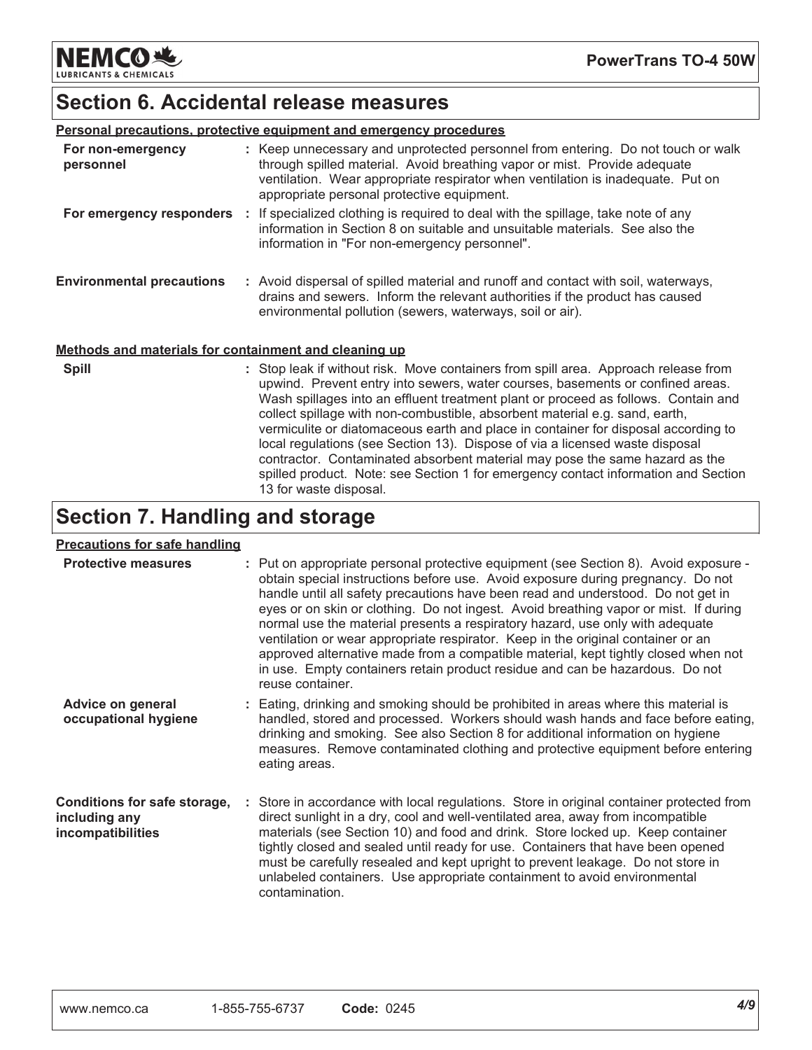## Section 6. Accidental release measures

**Personal precautions, protective equipment and emergency procedures**

**For non-emergency personnel** : Keep unnecessary and unprotected personnel from entering. Do not touch or walk through spilled material. Avoid breathing vapor or mist. Provide adequate ventilation. Wear appropriate respirator when ventilation is inadequate. Put on appropriate personal protective equipment.

**For emergency responders** : If specialized clothing is required to deal with the spillage, take note of any information in Section 8 on suitable and unsuitable materials. See also the information in "For non-emergency personnel".

**Environmental precautions** : Avoid dispersal of spilled material and runoff and contact with soil, waterways, drains and sewers. Inform the relevant authorities if the product has caused environmental pollution (sewers, waterways, soil or air).

**Methods and materials for containment and cleaning up**

**Spill** : Stop leak if without risk. Move containers from spill area. Approach release from upwind. Prevent entry into sewers, water courses, basements or confined areas. Wash spillages into an effluent treatment plant or proceed as follows. Contain and collect spillage with non-combustible, absorbent material e.g. sand, earth, vermiculite or diatomaceous earth and place in container for disposal according to local regulations (see Section 13). Dispose of via a licensed waste disposal contractor. Contaminated absorbent material may pose the same hazard as the spilled product. Note: see Section 1 for emergency contact information and Section 13 for waste disposal.

## Section 7. Handling and storage

**Precautions for safe handling**

**Protective measures** : Put on appropriate personal protective equipment (see Section 8). Avoid exposure - obtain special instructions before use. Avoid exposure during pregnancy. Do not handle until all safety precautions have been read and understood. Do not get in eyes or on skin or clothing. Do not ingest. Avoid breathing vapor or mist. If during normal use the material presents a respiratory hazard, use only with adequate ventilation or wear appropriate respirator. Keep in the original container or an approved alternative made from a compatible material, kept tightly closed when not in use. Empty containers retain product residue and can be hazardous. Do not reuse container.

**Advice on general occupational hygiene** : Eating, drinking and smoking should be prohibited in areas where this material is handled, stored and processed. Workers should wash hands and face before eating, drinking and smoking. See also Section 8 for additional information on hygiene measures. Remove contaminated clothing and protective equipment before entering eating areas.

**Conditions for safe storage, including any incompatibilities** : Store in accordance with local regulations. Store in original container protected from direct sunlight in a dry, cool and well-ventilated area, away from incompatible materials (see Section 10) and food and drink. Store locked up. Keep container tightly closed and sealed until ready for use. Containers that have been opened must be carefully resealed and kept upright to prevent leakage. Do not store in unlabeled containers. Use appropriate containment to avoid environmental contamination.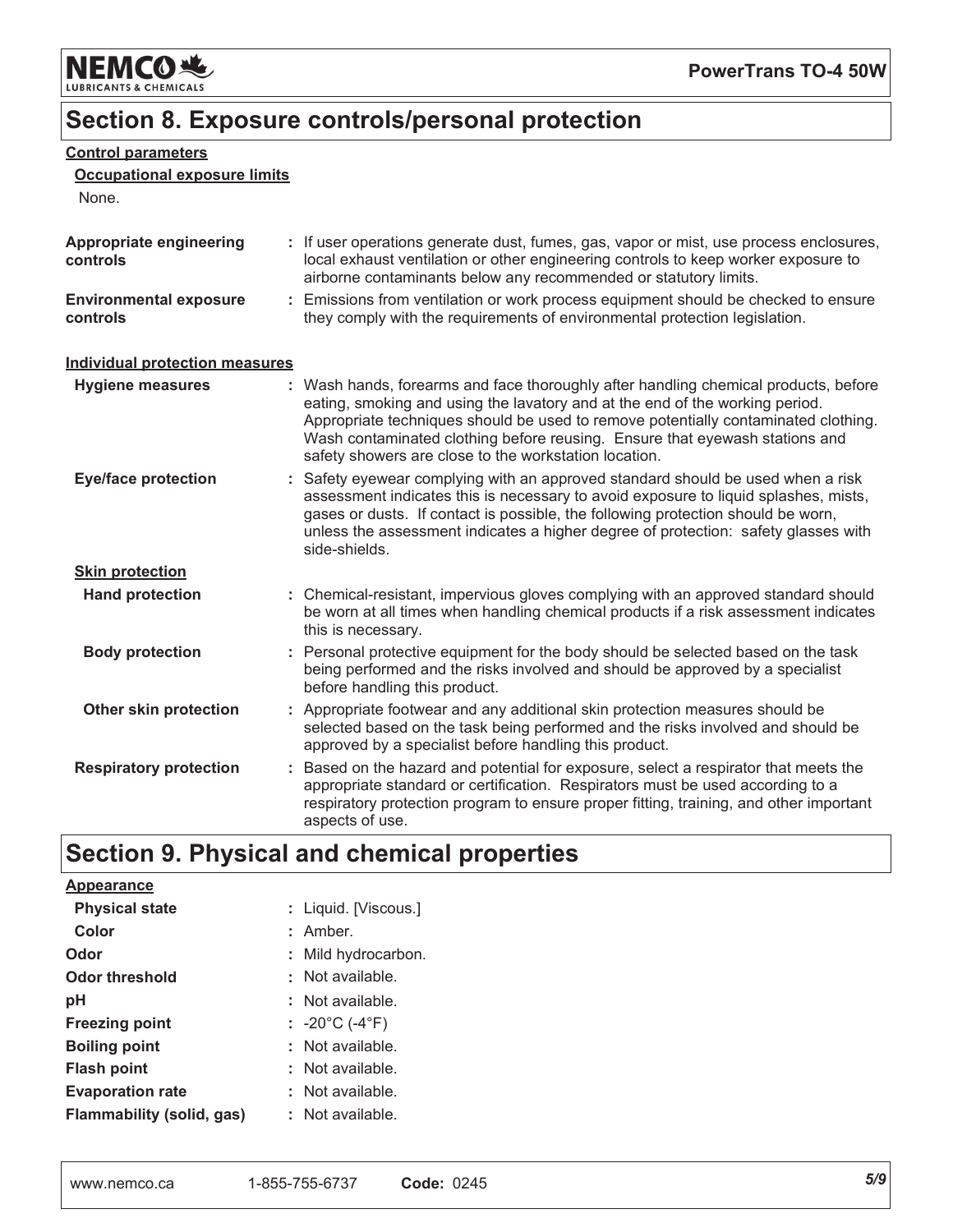## Section 8. Exposure controls/personal protection

**Control parameters**

**Occupational exposure limits**

None.

| | |
|---|---|
| **Appropriate engineering controls** | : If user operations generate dust, fumes, gas, vapor or mist, use process enclosures, local exhaust ventilation or other engineering controls to keep worker exposure to airborne contaminants below any recommended or statutory limits. |
| **Environmental exposure controls** | : Emissions from ventilation or work process equipment should be checked to ensure they comply with the requirements of environmental protection legislation. |

**Individual protection measures**

| | |
|---|---|
| **Hygiene measures** | : Wash hands, forearms and face thoroughly after handling chemical products, before eating, smoking and using the lavatory and at the end of the working period. Appropriate techniques should be used to remove potentially contaminated clothing. Wash contaminated clothing before reusing. Ensure that eyewash stations and safety showers are close to the workstation location. |
| **Eye/face protection** | : Safety eyewear complying with an approved standard should be used when a risk assessment indicates this is necessary to avoid exposure to liquid splashes, mists, gases or dusts. If contact is possible, the following protection should be worn, unless the assessment indicates a higher degree of protection: safety glasses with side-shields. |

**Skin protection**

| | |
|---|---|
| **Hand protection** | : Chemical-resistant, impervious gloves complying with an approved standard should be worn at all times when handling chemical products if a risk assessment indicates this is necessary. |
| **Body protection** | : Personal protective equipment for the body should be selected based on the task being performed and the risks involved and should be approved by a specialist before handling this product. |
| **Other skin protection** | : Appropriate footwear and any additional skin protection measures should be selected based on the task being performed and the risks involved and should be approved by a specialist before handling this product. |
| **Respiratory protection** | : Based on the hazard and potential for exposure, select a respirator that meets the appropriate standard or certification. Respirators must be used according to a respiratory protection program to ensure proper fitting, training, and other important aspects of use. |

## Section 9. Physical and chemical properties

**Appearance**

| | |
|---|---|
| **Physical state** | : Liquid. [Viscous.] |
| **Color** | : Amber. |
| **Odor** | : Mild hydrocarbon. |
| **Odor threshold** | : Not available. |
| **pH** | : Not available. |
| **Freezing point** | : -20°C (-4°F) |
| **Boiling point** | : Not available. |
| **Flash point** | : Not available. |
| **Evaporation rate** | : Not available. |
| **Flammability (solid, gas)** | : Not available. |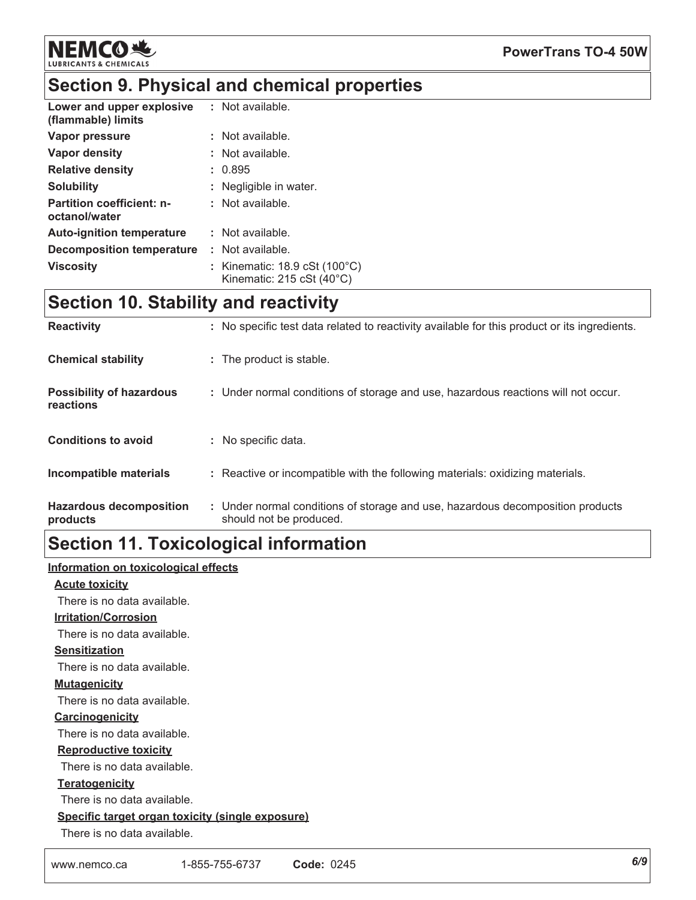## Section 9. Physical and chemical properties

| | |
|---|---|
| **Lower and upper explosive (flammable) limits** | : Not available. |
| **Vapor pressure** | : Not available. |
| **Vapor density** | : Not available. |
| **Relative density** | : 0.895 |
| **Solubility** | : Negligible in water. |
| **Partition coefficient: n-octanol/water** | : Not available. |
| **Auto-ignition temperature** | : Not available. |
| **Decomposition temperature** | : Not available. |
| **Viscosity** | : Kinematic: 18.9 cSt (100°C)<br>Kinematic: 215 cSt (40°C) |

## Section 10. Stability and reactivity

| | |
|---|---|
| **Reactivity** | : No specific test data related to reactivity available for this product or its ingredients. |
| **Chemical stability** | : The product is stable. |
| **Possibility of hazardous reactions** | : Under normal conditions of storage and use, hazardous reactions will not occur. |
| **Conditions to avoid** | : No specific data. |
| **Incompatible materials** | : Reactive or incompatible with the following materials: oxidizing materials. |
| **Hazardous decomposition products** | : Under normal conditions of storage and use, hazardous decomposition products should not be produced. |

## Section 11. Toxicological information

**Information on toxicological effects**

**Acute toxicity**

There is no data available.

**Irritation/Corrosion**

There is no data available.

**Sensitization**

There is no data available.

**Mutagenicity**

There is no data available.

**Carcinogenicity**

There is no data available.

**Reproductive toxicity**

There is no data available.

**Teratogenicity**

There is no data available.

**Specific target organ toxicity (single exposure)**

There is no data available.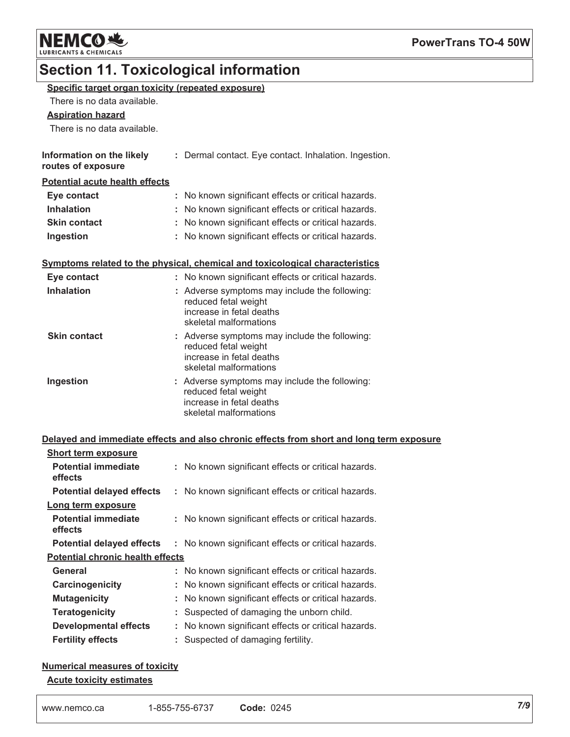# Section 11. Toxicological information

**Specific target organ toxicity (repeated exposure)**

There is no data available.

**Aspiration hazard**

There is no data available.

| | |
|---|---|
| **Information on the likely routes of exposure** | : Dermal contact. Eye contact. Inhalation. Ingestion. |

**Potential acute health effects**

| | |
|---|---|
| **Eye contact** | : No known significant effects or critical hazards. |
| **Inhalation** | : No known significant effects or critical hazards. |
| **Skin contact** | : No known significant effects or critical hazards. |
| **Ingestion** | : No known significant effects or critical hazards. |

**Symptoms related to the physical, chemical and toxicological characteristics**

| | |
|---|---|
| **Eye contact** | : No known significant effects or critical hazards. |
| **Inhalation** | : Adverse symptoms may include the following: reduced fetal weight increase in fetal deaths skeletal malformations |
| **Skin contact** | : Adverse symptoms may include the following: reduced fetal weight increase in fetal deaths skeletal malformations |
| **Ingestion** | : Adverse symptoms may include the following: reduced fetal weight increase in fetal deaths skeletal malformations |

**Delayed and immediate effects and also chronic effects from short and long term exposure**

**Short term exposure**

| | |
|---|---|
| **Potential immediate effects** | : No known significant effects or critical hazards. |
| **Potential delayed effects** | : No known significant effects or critical hazards. |

**Long term exposure**

| | |
|---|---|
| **Potential immediate effects** | : No known significant effects or critical hazards. |
| **Potential delayed effects** | : No known significant effects or critical hazards. |

**Potential chronic health effects**

| | |
|---|---|
| **General** | : No known significant effects or critical hazards. |
| **Carcinogenicity** | : No known significant effects or critical hazards. |
| **Mutagenicity** | : No known significant effects or critical hazards. |
| **Teratogenicity** | : Suspected of damaging the unborn child. |
| **Developmental effects** | : No known significant effects or critical hazards. |
| **Fertility effects** | : Suspected of damaging fertility. |

**Numerical measures of toxicity**

**Acute toxicity estimates**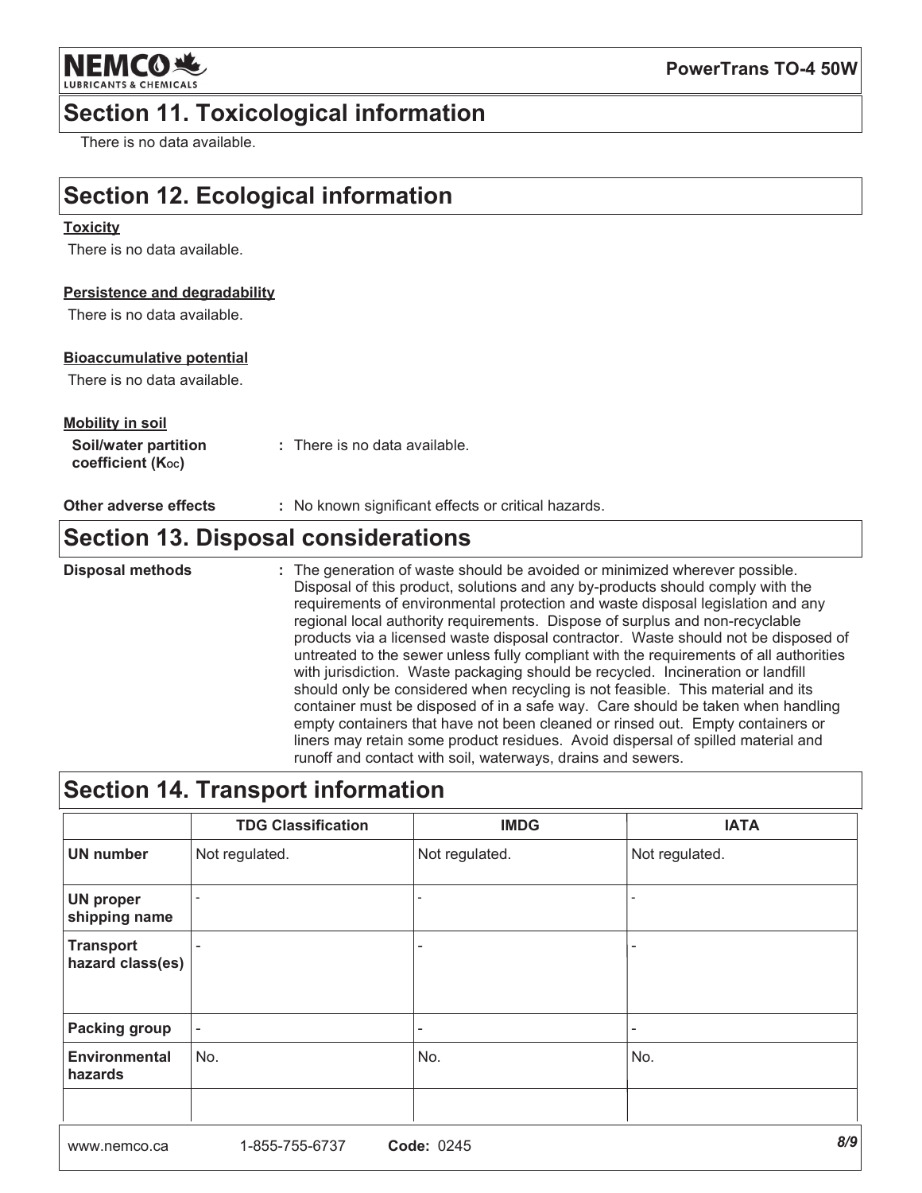## Section 11. Toxicological information

There is no data available.

## Section 12. Ecological information

**Toxicity**

There is no data available.

**Persistence and degradability**

There is no data available.

**Bioaccumulative potential**

There is no data available.

**Mobility in soil**

**Soil/water partition coefficient ($K_{OC}$)** : There is no data available.

**Other adverse effects** : No known significant effects or critical hazards.

## Section 13. Disposal considerations

**Disposal methods** : The generation of waste should be avoided or minimized wherever possible. Disposal of this product, solutions and any by-products should comply with the requirements of environmental protection and waste disposal legislation and any regional local authority requirements. Dispose of surplus and non-recyclable products via a licensed waste disposal contractor. Waste should not be disposed of untreated to the sewer unless fully compliant with the requirements of all authorities with jurisdiction. Waste packaging should be recycled. Incineration or landfill should only be considered when recycling is not feasible. This material and its container must be disposed of in a safe way. Care should be taken when handling empty containers that have not been cleaned or rinsed out. Empty containers or liners may retain some product residues. Avoid dispersal of spilled material and runoff and contact with soil, waterways, drains and sewers.

## Section 14. Transport information

| | TDG Classification | IMDG | IATA |
|---|---|---|---|
| **UN number** | Not regulated. | Not regulated. | Not regulated. |
| **UN proper shipping name** | - | - | - |
| **Transport hazard class(es)** | - | - | - |
| **Packing group** | - | - | - |
| **Environmental hazards** | No. | No. | No. |
| | | | |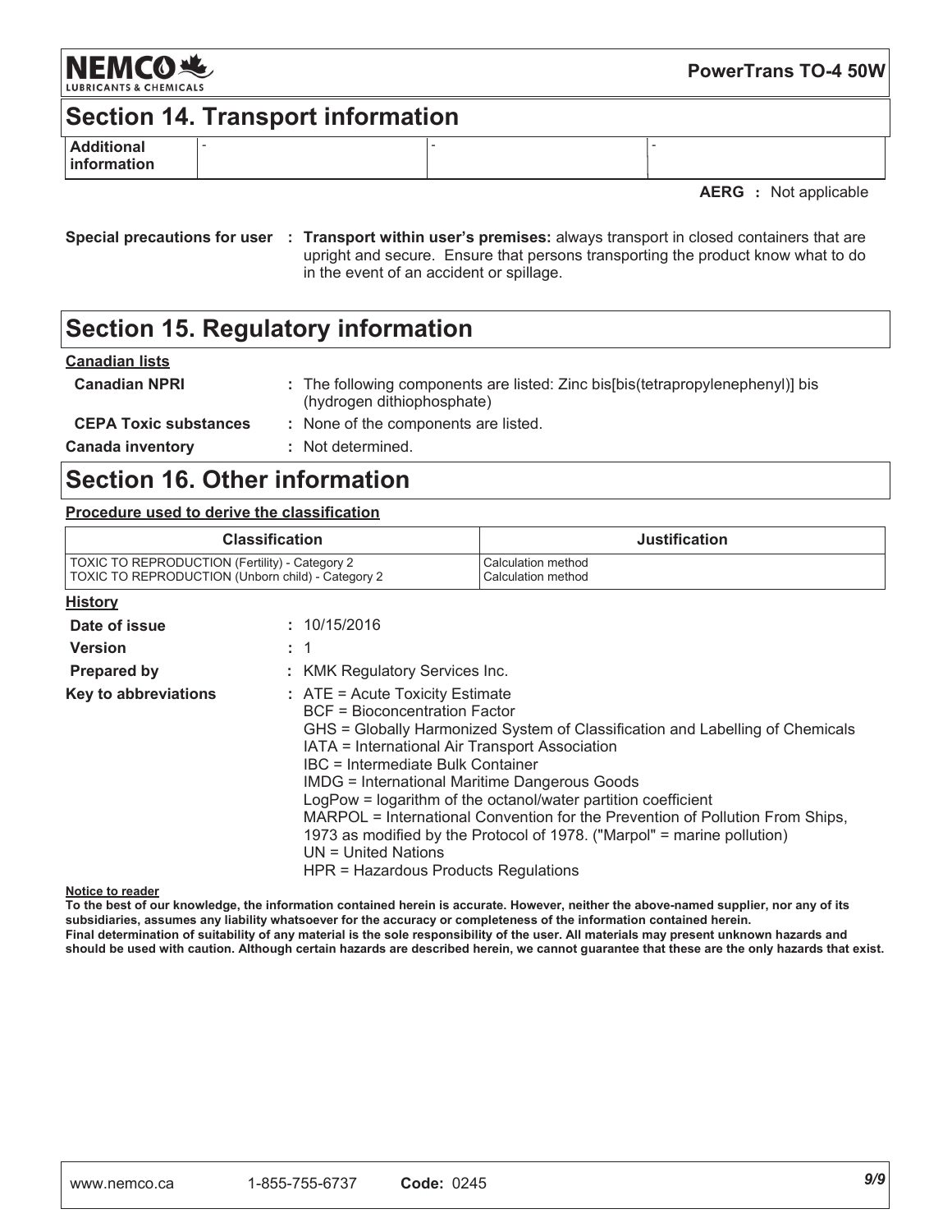## Section 14. Transport information

| | | | |
|---|---|---|---|
| **Additional information** | - | - | - |

**AERG :** Not applicable

**Special precautions for user :** **Transport within user's premises:** always transport in closed containers that are upright and secure. Ensure that persons transporting the product know what to do in the event of an accident or spillage.

## Section 15. Regulatory information

**Canadian lists**

**Canadian NPRI** : The following components are listed: Zinc bis[bis(tetrapropylenephenyl)] bis (hydrogen dithiophosphate)

**CEPA Toxic substances** : None of the components are listed.

**Canada inventory** : Not determined.

## Section 16. Other information

**Procedure used to derive the classification**

| Classification | Justification |
|---|---|
| TOXIC TO REPRODUCTION (Fertility) - Category 2<br>TOXIC TO REPRODUCTION (Unborn child) - Category 2 | Calculation method<br>Calculation method |

**History**

**Date of issue** : 10/15/2016

**Version** : 1

**Prepared by** : KMK Regulatory Services Inc.

**Key to abbreviations** : ATE = Acute Toxicity Estimate
BCF = Bioconcentration Factor
GHS = Globally Harmonized System of Classification and Labelling of Chemicals
IATA = International Air Transport Association
IBC = Intermediate Bulk Container
IMDG = International Maritime Dangerous Goods
LogPow = logarithm of the octanol/water partition coefficient
MARPOL = International Convention for the Prevention of Pollution From Ships, 1973 as modified by the Protocol of 1978. ("Marpol" = marine pollution)
UN = United Nations
HPR = Hazardous Products Regulations

**Notice to reader**

**To the best of our knowledge, the information contained herein is accurate. However, neither the above-named supplier, nor any of its subsidiaries, assumes any liability whatsoever for the accuracy or completeness of the information contained herein.**
**Final determination of suitability of any material is the sole responsibility of the user. All materials may present unknown hazards and should be used with caution. Although certain hazards are described herein, we cannot guarantee that these are the only hazards that exist.**